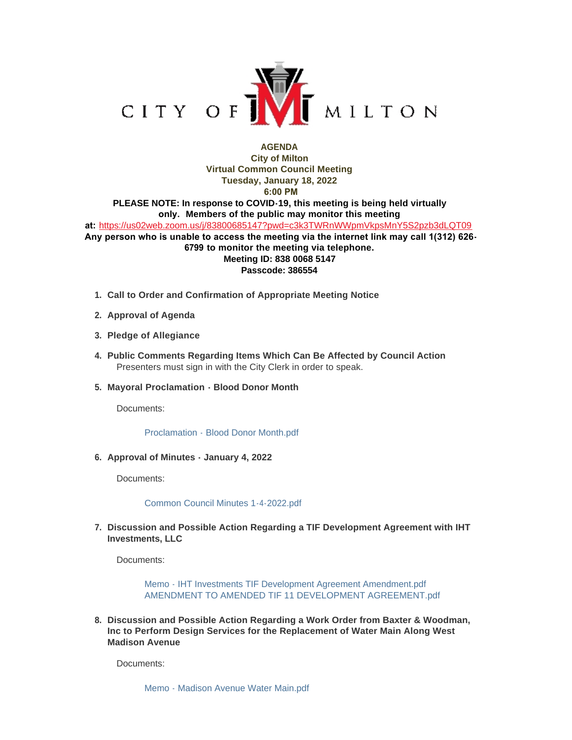CITY OF MILTON

**AGENDA**
**City of Milton**
**Virtual Common Council Meeting**
**Tuesday, January 18, 2022**
**6:00 PM**

**PLEASE NOTE: In response to COVID-19, this meeting is being held virtually only. Members of the public may monitor this meeting at:** https://us02web.zoom.us/j/83800685147?pwd=c3k3TWRnWWpmVkpsMnY5S2pzb3dLQT09
**Any person who is unable to access the meeting via the internet link may call 1(312) 626-6799 to monitor the meeting via telephone.**
**Meeting ID: 838 0068 5147**
**Passcode: 386554**

1. **Call to Order and Confirmation of Appropriate Meeting Notice**
2. **Approval of Agenda**
3. **Pledge of Allegiance**
4. **Public Comments Regarding Items Which Can Be Affected by Council Action**
   Presenters must sign in with the City Clerk in order to speak.
5. **Mayoral Proclamation - Blood Donor Month**

   Documents:

   Proclamation - Blood Donor Month.pdf

6. **Approval of Minutes - January 4, 2022**

   Documents:

   Common Council Minutes 1-4-2022.pdf

7. **Discussion and Possible Action Regarding a TIF Development Agreement with IHT Investments, LLC**

   Documents:

   Memo - IHT Investments TIF Development Agreement Amendment.pdf
   AMENDMENT TO AMENDED TIF 11 DEVELOPMENT AGREEMENT.pdf

8. **Discussion and Possible Action Regarding a Work Order from Baxter & Woodman, Inc to Perform Design Services for the Replacement of Water Main Along West Madison Avenue**

   Documents:

   Memo - Madison Avenue Water Main.pdf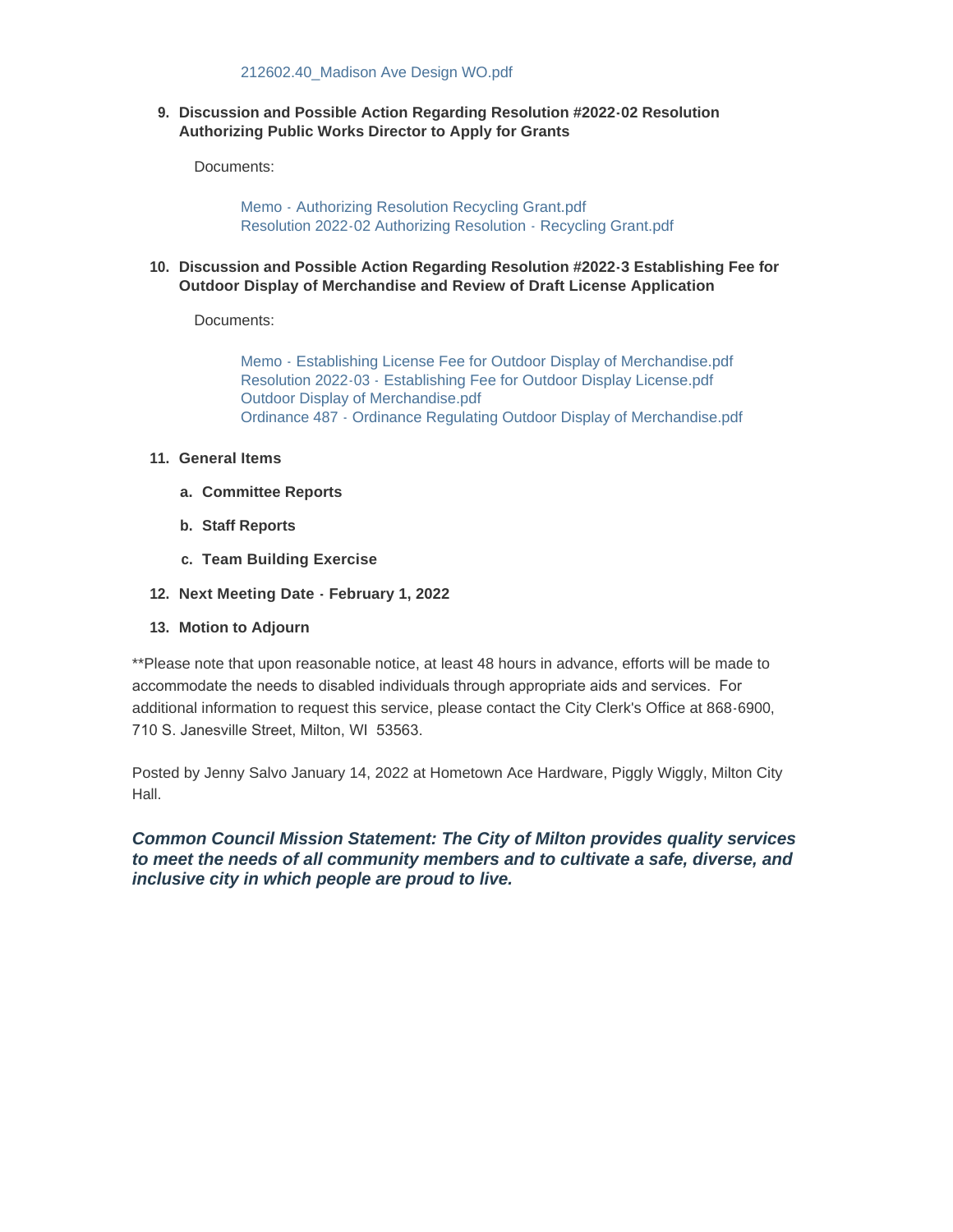212602.40_Madison Ave Design WO.pdf

9. **Discussion and Possible Action Regarding Resolution #2022-02 Resolution Authorizing Public Works Director to Apply for Grants**

   Documents:

   Memo - Authorizing Resolution Recycling Grant.pdf
   Resolution 2022-02 Authorizing Resolution - Recycling Grant.pdf

10. **Discussion and Possible Action Regarding Resolution #2022-3 Establishing Fee for Outdoor Display of Merchandise and Review of Draft License Application**

    Documents:

    Memo - Establishing License Fee for Outdoor Display of Merchandise.pdf
    Resolution 2022-03 - Establishing Fee for Outdoor Display License.pdf
    Outdoor Display of Merchandise.pdf
    Ordinance 487 - Ordinance Regulating Outdoor Display of Merchandise.pdf

11. **General Items**

    a. **Committee Reports**

    b. **Staff Reports**

    c. **Team Building Exercise**

12. **Next Meeting Date - February 1, 2022**

13. **Motion to Adjourn**

**Please note that upon reasonable notice, at least 48 hours in advance, efforts will be made to accommodate the needs to disabled individuals through appropriate aids and services. For additional information to request this service, please contact the City Clerk's Office at 868-6900, 710 S. Janesville Street, Milton, WI 53563.

Posted by Jenny Salvo January 14, 2022 at Hometown Ace Hardware, Piggly Wiggly, Milton City Hall.

***Common Council Mission Statement: The City of Milton provides quality services to meet the needs of all community members and to cultivate a safe, diverse, and inclusive city in which people are proud to live.***